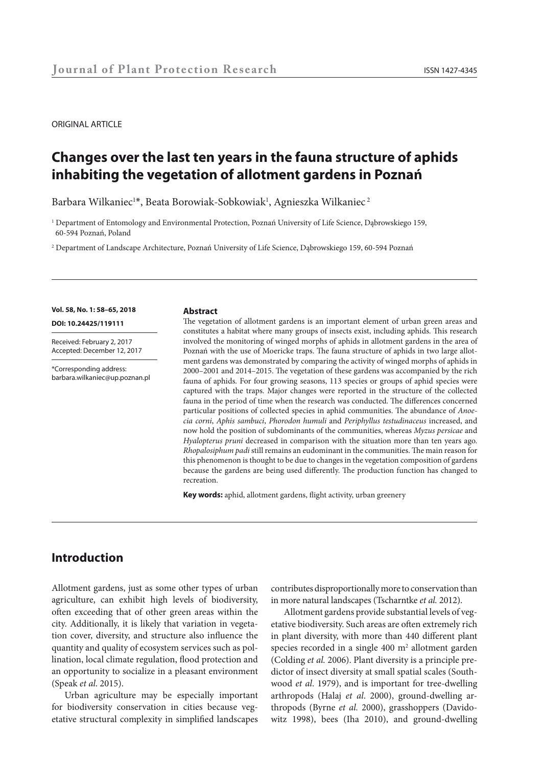ORIGINAL ARTICLE

# Changes over the last ten years in the fauna structure of aphids inhabiting the vegetation of allotment gardens in Poznań

Barbara Wilkaniec[1]*, Beata Borowiak-Sobkowiak[1], Agnieszka Wilkaniec[2]

[1] Department of Entomology and Environmental Protection, Poznań University of Life Science, Dąbrowskiego 159, 60-594 Poznań, Poland

[2] Department of Landscape Architecture, Poznań University of Life Science, Dąbrowskiego 159, 60-594 Poznań

**Vol. 58, No. 1: 58–65, 2018**

**DOI: 10.24425/119111**

Received: February 2, 2017
Accepted: December 12, 2017

*Corresponding address:
barbara.wilkaniec@up.poznan.pl

**Abstract**

The vegetation of allotment gardens is an important element of urban green areas and constitutes a habitat where many groups of insects exist, including aphids. This research involved the monitoring of winged morphs of aphids in allotment gardens in the area of Poznań with the use of Moericke traps. The fauna structure of aphids in two large allotment gardens was demonstrated by comparing the activity of winged morphs of aphids in 2000–2001 and 2014–2015. The vegetation of these gardens was accompanied by the rich fauna of aphids. For four growing seasons, 113 species or groups of aphid species were captured with the traps. Major changes were reported in the structure of the collected fauna in the period of time when the research was conducted. The differences concerned particular positions of collected species in aphid communities. The abundance of *Anoecia corni*, *Aphis sambuci*, *Phorodon humuli* and *Periphyllus testudinaceus* increased, and now hold the position of subdominants of the communities, whereas *Myzus persicae* and *Hyalopterus pruni* decreased in comparison with the situation more than ten years ago. *Rhopalosiphum padi* still remains an eudominant in the communities. The main reason for this phenomenon is thought to be due to changes in the vegetation composition of gardens because the gardens are being used differently. The production function has changed to recreation.

**Key words:** aphid, allotment gardens, flight activity, urban greenery

## Introduction

Allotment gardens, just as some other types of urban agriculture, can exhibit high levels of biodiversity, often exceeding that of other green areas within the city. Additionally, it is likely that variation in vegetation cover, diversity, and structure also influence the quantity and quality of ecosystem services such as pollination, local climate regulation, flood protection and an opportunity to socialize in a pleasant environment (Speak *et al.* 2015).

Urban agriculture may be especially important for biodiversity conservation in cities because vegetative structural complexity in simplified landscapes contributes disproportionally more to conservation than in more natural landscapes (Tscharntke *et al.* 2012).

Allotment gardens provide substantial levels of vegetative biodiversity. Such areas are often extremely rich in plant diversity, with more than 440 different plant species recorded in a single 400 m$^2$ allotment garden (Colding *et al.* 2006). Plant diversity is a principle predictor of insect diversity at small spatial scales (Southwood *et al*. 1979), and is important for tree-dwelling arthropods (Halaj *et al*. 2000), ground-dwelling arthropods (Byrne *et al.* 2000), grasshoppers (Davidowitz 1998), bees (Iha 2010), and ground-dwelling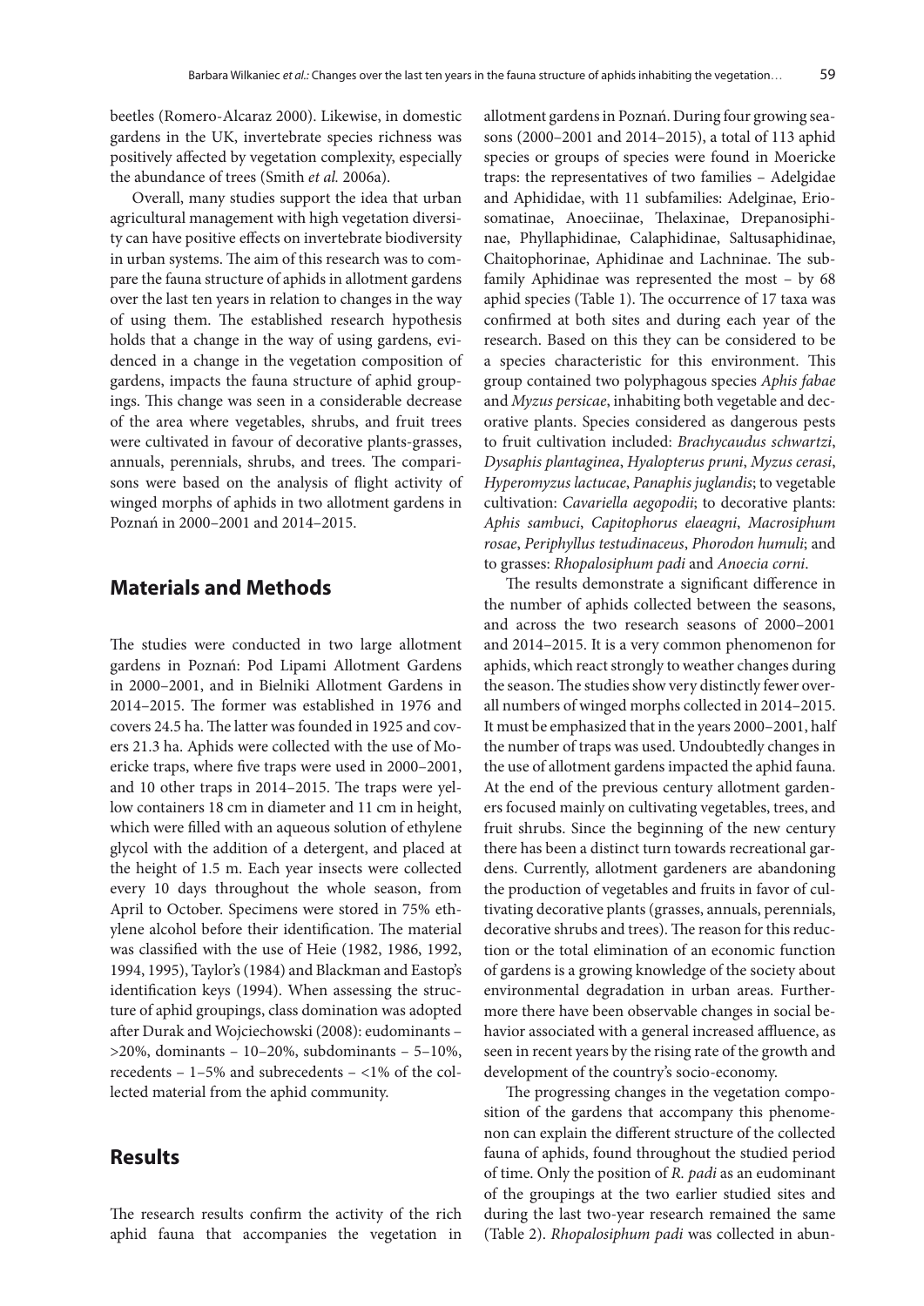beetles (Romero-Alcaraz 2000). Likewise, in domestic gardens in the UK, invertebrate species richness was positively affected by vegetation complexity, especially the abundance of trees (Smith *et al.* 2006a).

Overall, many studies support the idea that urban agricultural management with high vegetation diversity can have positive effects on invertebrate biodiversity in urban systems. The aim of this research was to compare the fauna structure of aphids in allotment gardens over the last ten years in relation to changes in the way of using them. The established research hypothesis holds that a change in the way of using gardens, evidenced in a change in the vegetation composition of gardens, impacts the fauna structure of aphid groupings. This change was seen in a considerable decrease of the area where vegetables, shrubs, and fruit trees were cultivated in favour of decorative plants-grasses, annuals, perennials, shrubs, and trees. The comparisons were based on the analysis of flight activity of winged morphs of aphids in two allotment gardens in Poznań in 2000–2001 and 2014–2015.

## Materials and Methods

The studies were conducted in two large allotment gardens in Poznań: Pod Lipami Allotment Gardens in 2000–2001, and in Bielniki Allotment Gardens in 2014–2015. The former was established in 1976 and covers 24.5 ha. The latter was founded in 1925 and covers 21.3 ha. Aphids were collected with the use of Moericke traps, where five traps were used in 2000–2001, and 10 other traps in 2014–2015. The traps were yellow containers 18 cm in diameter and 11 cm in height, which were filled with an aqueous solution of ethylene glycol with the addition of a detergent, and placed at the height of 1.5 m. Each year insects were collected every 10 days throughout the whole season, from April to October. Specimens were stored in 75% ethylene alcohol before their identification. The material was classified with the use of Heie (1982, 1986, 1992, 1994, 1995), Taylor's (1984) and Blackman and Eastop's identification keys (1994). When assessing the structure of aphid groupings, class domination was adopted after Durak and Wojciechowski (2008): eudominants – >20%, dominants – 10–20%, subdominants – 5–10%, recedents – 1–5% and subrecedents – <1% of the collected material from the aphid community.

## Results

The research results confirm the activity of the rich aphid fauna that accompanies the vegetation in allotment gardens in Poznań. During four growing seasons (2000–2001 and 2014–2015), a total of 113 aphid species or groups of species were found in Moericke traps: the representatives of two families – Adelgidae and Aphididae, with 11 subfamilies: Adelginae, Eriosomatinae, Anoeciinae, Thelaxinae, Drepanosiphinae, Phyllaphidinae, Calaphidinae, Saltusaphidinae, Chaitophorinae, Aphidinae and Lachninae. The subfamily Aphidinae was represented the most – by 68 aphid species (Table 1). The occurrence of 17 taxa was confirmed at both sites and during each year of the research. Based on this they can be considered to be a species characteristic for this environment. This group contained two polyphagous species *Aphis fabae* and *Myzus persicae*, inhabiting both vegetable and decorative plants. Species considered as dangerous pests to fruit cultivation included: *Brachycaudus schwartzi*, *Dysaphis plantaginea*, *Hyalopterus pruni*, *Myzus cerasi*, *Hyperomyzus lactucae*, *Panaphis juglandis*; to vegetable cultivation: *Cavariella aegopodii*; to decorative plants: *Aphis sambuci*, *Capitophorus elaeagni*, *Macrosiphum rosae*, *Periphyllus testudinaceus*, *Phorodon humuli*; and to grasses: *Rhopalosiphum padi* and *Anoecia corni*.

The results demonstrate a significant difference in the number of aphids collected between the seasons, and across the two research seasons of 2000–2001 and 2014–2015. It is a very common phenomenon for aphids, which react strongly to weather changes during the season. The studies show very distinctly fewer overall numbers of winged morphs collected in 2014–2015. It must be emphasized that in the years 2000–2001, half the number of traps was used. Undoubtedly changes in the use of allotment gardens impacted the aphid fauna. At the end of the previous century allotment gardeners focused mainly on cultivating vegetables, trees, and fruit shrubs. Since the beginning of the new century there has been a distinct turn towards recreational gardens. Currently, allotment gardeners are abandoning the production of vegetables and fruits in favor of cultivating decorative plants (grasses, annuals, perennials, decorative shrubs and trees). The reason for this reduction or the total elimination of an economic function of gardens is a growing knowledge of the society about environmental degradation in urban areas. Furthermore there have been observable changes in social behavior associated with a general increased affluence, as seen in recent years by the rising rate of the growth and development of the country's socio-economy.

The progressing changes in the vegetation composition of the gardens that accompany this phenomenon can explain the different structure of the collected fauna of aphids, found throughout the studied period of time. Only the position of *R. padi* as an eudominant of the groupings at the two earlier studied sites and during the last two-year research remained the same (Table 2). *Rhopalosiphum padi* was collected in abun-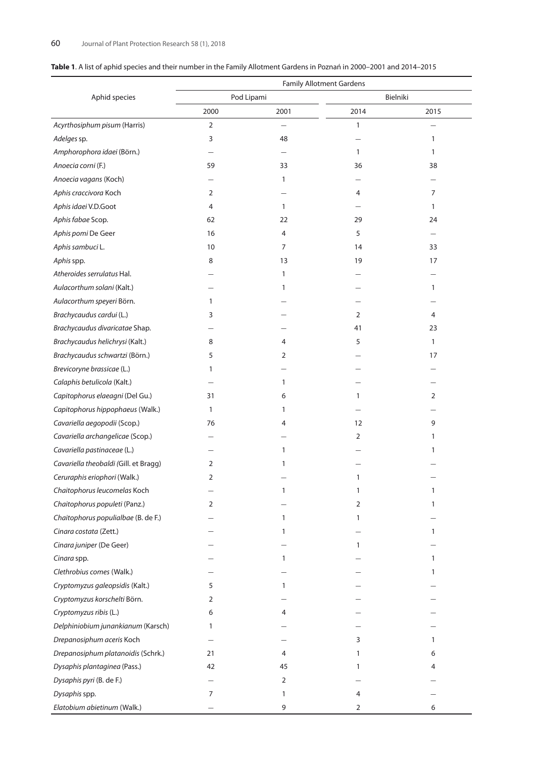**Table 1**. A list of aphid species and their number in the Family Allotment Gardens in Poznań in 2000–2001 and 2014–2015

| Aphid species | Family Allotment Gardens | | | |
|---|---|---|---|---|
| | Pod Lipami | | Bielniki | |
| | 2000 | 2001 | 2014 | 2015 |
| *Acyrthosiphum pisum* (Harris) | 2 | – | 1 | – |
| *Adelges* sp. | 3 | 48 | – | 1 |
| *Amphorophora idaei* (Börn.) | – | – | 1 | 1 |
| *Anoecia corni* (F.) | 59 | 33 | 36 | 38 |
| *Anoecia vagans* (Koch) | – | 1 | – | – |
| *Aphis craccivora* Koch | 2 | – | 4 | 7 |
| *Aphis idaei* V.D.Goot | 4 | 1 | – | 1 |
| *Aphis fabae* Scop. | 62 | 22 | 29 | 24 |
| *Aphis pomi* De Geer | 16 | 4 | 5 | – |
| *Aphis sambuci* L. | 10 | 7 | 14 | 33 |
| *Aphis* spp. | 8 | 13 | 19 | 17 |
| *Atheroides serrulatus* Hal. | – | 1 | – | – |
| *Aulacorthum solani* (Kalt.) | – | 1 | – | 1 |
| *Aulacorthum speyeri* Börn. | 1 | – | – | – |
| *Brachycaudus cardui* (L.) | 3 | – | 2 | 4 |
| *Brachycaudus divaricatae* Shap. | – | – | 41 | 23 |
| *Brachycaudus helichrysi* (Kalt.) | 8 | 4 | 5 | 1 |
| *Brachycaudus schwartzi* (Börn.) | 5 | 2 | – | 17 |
| *Brevicoryne brassicae* (L.) | 1 | – | – | – |
| *Calaphis betulicola* (Kalt.) | – | 1 | – | – |
| *Capitophorus elaeagni* (Del Gu.) | 31 | 6 | 1 | 2 |
| *Capitophorus hippophaeus* (Walk.) | 1 | 1 | – | – |
| *Cavariella aegopodii* (Scop.) | 76 | 4 | 12 | 9 |
| *Cavariella archangelicae* (Scop.) | – | – | 2 | 1 |
| *Cavariella pastinaceae* (L.) | – | 1 | – | 1 |
| *Cavariella theobaldi* (Gill. et Bragg) | 2 | 1 | – | – |
| *Ceruraphis eriophori* (Walk.) | 2 | – | 1 | – |
| *Chaitophorus leucomelas* Koch | – | 1 | 1 | 1 |
| *Chaitophorus populeti* (Panz.) | 2 | – | 2 | 1 |
| *Chaitophorus populialbae* (B. de F.) | – | 1 | 1 | – |
| *Cinara costata* (Zett.) | – | 1 | – | 1 |
| *Cinara juniper* (De Geer) | – | – | 1 | – |
| *Cinara* spp. | – | 1 | – | 1 |
| *Clethrobius comes* (Walk.) | – | – | – | 1 |
| *Cryptomyzus galeopsidis* (Kalt.) | 5 | 1 | – | – |
| *Cryptomyzus korschelti* Börn. | 2 | – | – | – |
| *Cryptomyzus ribis* (L.) | 6 | 4 | – | – |
| *Delphiniobium junankianum* (Karsch) | 1 | – | – | – |
| *Drepanosiphum aceris* Koch | – | – | 3 | 1 |
| *Drepanosiphum platanoidis* (Schrk.) | 21 | 4 | 1 | 6 |
| *Dysaphis plantaginea* (Pass.) | 42 | 45 | 1 | 4 |
| *Dysaphis pyri* (B. de F.) | – | 2 | – | – |
| *Dysaphis* spp. | 7 | 1 | 4 | – |
| *Elatobium abietinum* (Walk.) | – | 9 | 2 | 6 |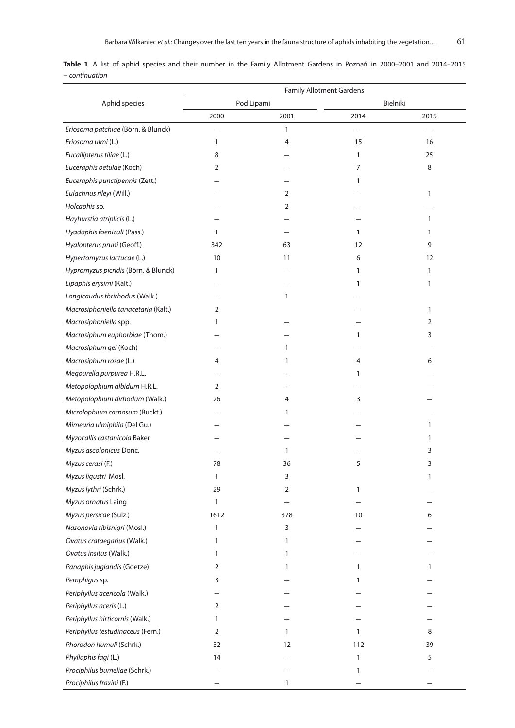**Table 1**. A list of aphid species and their number in the Family Allotment Gardens in Poznań in 2000–2001 and 2014–2015 – *continuation*

| Aphid species | Family Allotment Gardens | | | |
|---|---|---|---|---|
| | Pod Lipami | | Bielniki | |
| | 2000 | 2001 | 2014 | 2015 |
| *Eriosoma patchiae* (Börn. & Blunck) | – | 1 | – | – |
| *Eriosoma ulmi* (L.) | 1 | 4 | 15 | 16 |
| *Eucallipterus tiliae* (L.) | 8 | – | 1 | 25 |
| *Euceraphis betulae* (Koch) | 2 | – | 7 | 8 |
| *Euceraphis punctipennis* (Zett.) | – | – | 1 | |
| *Eulachnus rileyi* (Will.) | – | 2 | – | 1 |
| *Holcaphis* sp. | – | 2 | – | – |
| *Hayhurstia atriplicis* (L.) | – | – | – | 1 |
| *Hyadaphis foeniculi* (Pass.) | 1 | – | 1 | 1 |
| *Hyalopterus pruni* (Geoff.) | 342 | 63 | 12 | 9 |
| *Hypertomyzus lactucae* (L.) | 10 | 11 | 6 | 12 |
| *Hypromyzus picridis* (Börn. & Blunck) | 1 | – | 1 | 1 |
| *Lipaphis erysimi* (Kalt.) | – | – | 1 | 1 |
| *Longicaudus thrirhodus* (Walk.) | – | 1 | – | |
| *Macrosiphoniella tanacetaria* (Kalt.) | 2 | | – | 1 |
| *Macrosiphoniella* spp. | 1 | – | – | 2 |
| *Macrosiphum euphorbiae* (Thom.) | – | – | 1 | 3 |
| *Macrosiphum gei* (Koch) | – | 1 | – | – |
| *Macrosiphum rosae* (L.) | 4 | 1 | 4 | 6 |
| *Megourella purpurea* H.R.L. | – | – | 1 | – |
| *Metopolophium albidum* H.R.L. | 2 | – | – | – |
| *Metopolophium dirhodum* (Walk.) | 26 | 4 | 3 | – |
| *Microlophium carnosum* (Buckt.) | – | 1 | – | – |
| *Mimeuria ulmiphila* (Del Gu.) | – | – | – | 1 |
| *Myzocallis castanicola* Baker | – | – | – | 1 |
| *Myzus ascolonicus* Donc. | – | 1 | – | 3 |
| *Myzus cerasi* (F.) | 78 | 36 | 5 | 3 |
| *Myzus ligustri* Mosl. | 1 | 3 | | 1 |
| *Myzus lythri* (Schrk.) | 29 | 2 | 1 | – |
| *Myzus ornatus* Laing | 1 | – | – | – |
| *Myzus persicae* (Sulz.) | 1612 | 378 | 10 | 6 |
| *Nasonovia ribisnigri* (Mosl.) | 1 | 3 | – | – |
| *Ovatus crataegarius* (Walk.) | 1 | 1 | – | – |
| *Ovatus insitus* (Walk.) | 1 | 1 | – | – |
| *Panaphis juglandis* (Goetze) | 2 | 1 | 1 | 1 |
| *Pemphigus* sp. | 3 | – | 1 | – |
| *Periphyllus acericola* (Walk.) | – | – | – | – |
| *Periphyllus aceris* (L.) | 2 | – | – | – |
| *Periphyllus hirticornis* (Walk.) | 1 | – | – | – |
| *Periphyllus testudinaceus* (Fern.) | 2 | 1 | 1 | 8 |
| *Phorodon humuli* (Schrk.) | 32 | 12 | 112 | 39 |
| *Phyllaphis fagi* (L.) | 14 | – | 1 | 5 |
| *Prociphilus bumeliae* (Schrk.) | – | – | 1 | – |
| *Prociphilus fraxini* (F.) | – | 1 | – | – |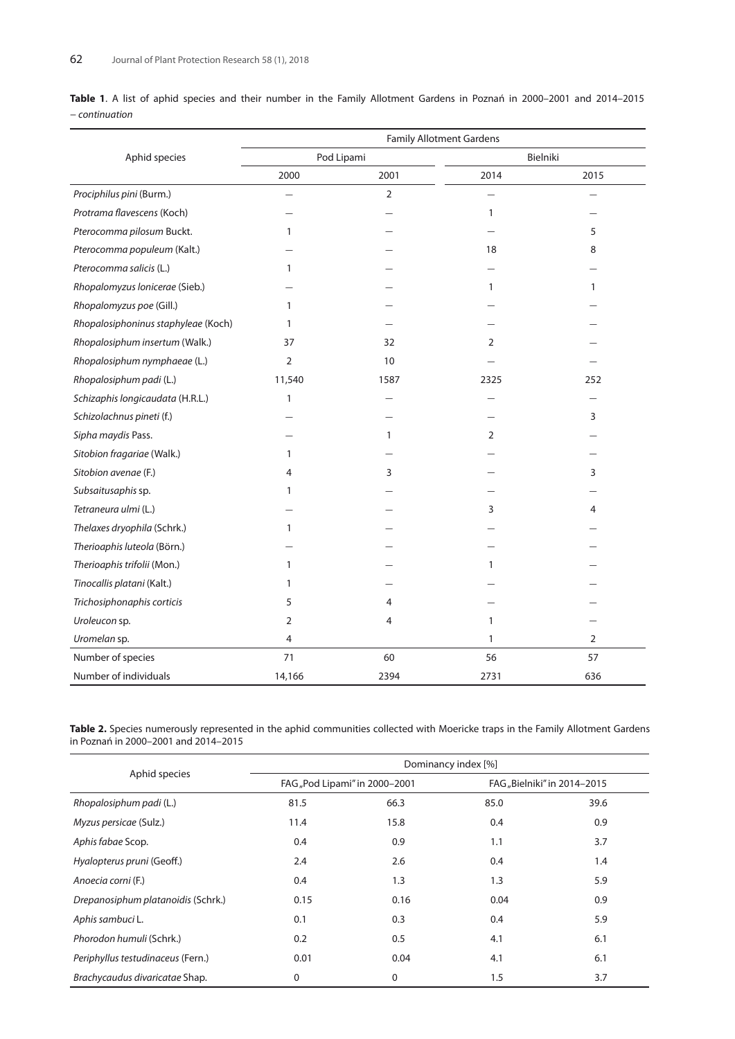**Table 1**. A list of aphid species and their number in the Family Allotment Gardens in Poznań in 2000–2001 and 2014–2015 – *continuation*

| Aphid species | Family Allotment Gardens | | | |
|---|---|---|---|---|
| | Pod Lipami | | Bielniki | |
| | 2000 | 2001 | 2014 | 2015 |
| *Prociphilus pini* (Burm.) | – | 2 | – | – |
| *Protrama flavescens* (Koch) | – | – | 1 | – |
| *Pterocomma pilosum* Buckt. | 1 | – | – | 5 |
| *Pterocomma populeum* (Kalt.) | – | – | 18 | 8 |
| *Pterocomma salicis* (L.) | 1 | – | – | – |
| *Rhopalomyzus lonicerae* (Sieb.) | – | – | 1 | 1 |
| *Rhopalomyzus poe* (Gill.) | 1 | – | – | – |
| *Rhopalosiphoninus staphyleae* (Koch) | 1 | – | – | – |
| *Rhopalosiphum insertum* (Walk.) | 37 | 32 | 2 | – |
| *Rhopalosiphum nymphaeae* (L.) | 2 | 10 | – | – |
| *Rhopalosiphum padi* (L.) | 11,540 | 1587 | 2325 | 252 |
| *Schizaphis longicaudata* (H.R.L.) | 1 | – | – | – |
| *Schizolachnus pineti* (f.) | – | – | – | 3 |
| *Sipha maydis* Pass. | – | 1 | 2 | – |
| *Sitobion fragariae* (Walk.) | 1 | – | – | – |
| *Sitobion avenae* (F.) | 4 | 3 | – | 3 |
| *Subsaitusaphis* sp. | 1 | – | – | – |
| *Tetraneura ulmi* (L.) | – | – | 3 | 4 |
| *Thelaxes dryophila* (Schrk.) | 1 | – | – | – |
| *Therioaphis luteola* (Börn.) | – | – | – | – |
| *Therioaphis trifolii* (Mon.) | 1 | – | 1 | – |
| *Tinocallis platani* (Kalt.) | 1 | – | – | – |
| *Trichosiphonaphis corticis* | 5 | 4 | – | – |
| *Uroleucon* sp. | 2 | 4 | 1 | – |
| *Uromelan* sp. | 4 | | 1 | 2 |
| Number of species | 71 | 60 | 56 | 57 |
| Number of individuals | 14,166 | 2394 | 2731 | 636 |

**Table 2.** Species numerously represented in the aphid communities collected with Moericke traps in the Family Allotment Gardens in Poznań in 2000–2001 and 2014–2015

| Aphid species | Dominancy index [%] | | | |
|---|---|---|---|---|
| | FAG „Pod Lipami" in 2000–2001 | | FAG „Bielniki" in 2014–2015 | |
| *Rhopalosiphum padi* (L.) | 81.5 | 66.3 | 85.0 | 39.6 |
| *Myzus persicae* (Sulz.) | 11.4 | 15.8 | 0.4 | 0.9 |
| *Aphis fabae* Scop. | 0.4 | 0.9 | 1.1 | 3.7 |
| *Hyalopterus pruni* (Geoff.) | 2.4 | 2.6 | 0.4 | 1.4 |
| *Anoecia corni* (F.) | 0.4 | 1.3 | 1.3 | 5.9 |
| *Drepanosiphum platanoidis* (Schrk.) | 0.15 | 0.16 | 0.04 | 0.9 |
| *Aphis sambuci* L. | 0.1 | 0.3 | 0.4 | 5.9 |
| *Phorodon humuli* (Schrk.) | 0.2 | 0.5 | 4.1 | 6.1 |
| *Periphyllus testudinaceus* (Fern.) | 0.01 | 0.04 | 4.1 | 6.1 |
| *Brachycaudus divaricatae* Shap. | 0 | 0 | 1.5 | 3.7 |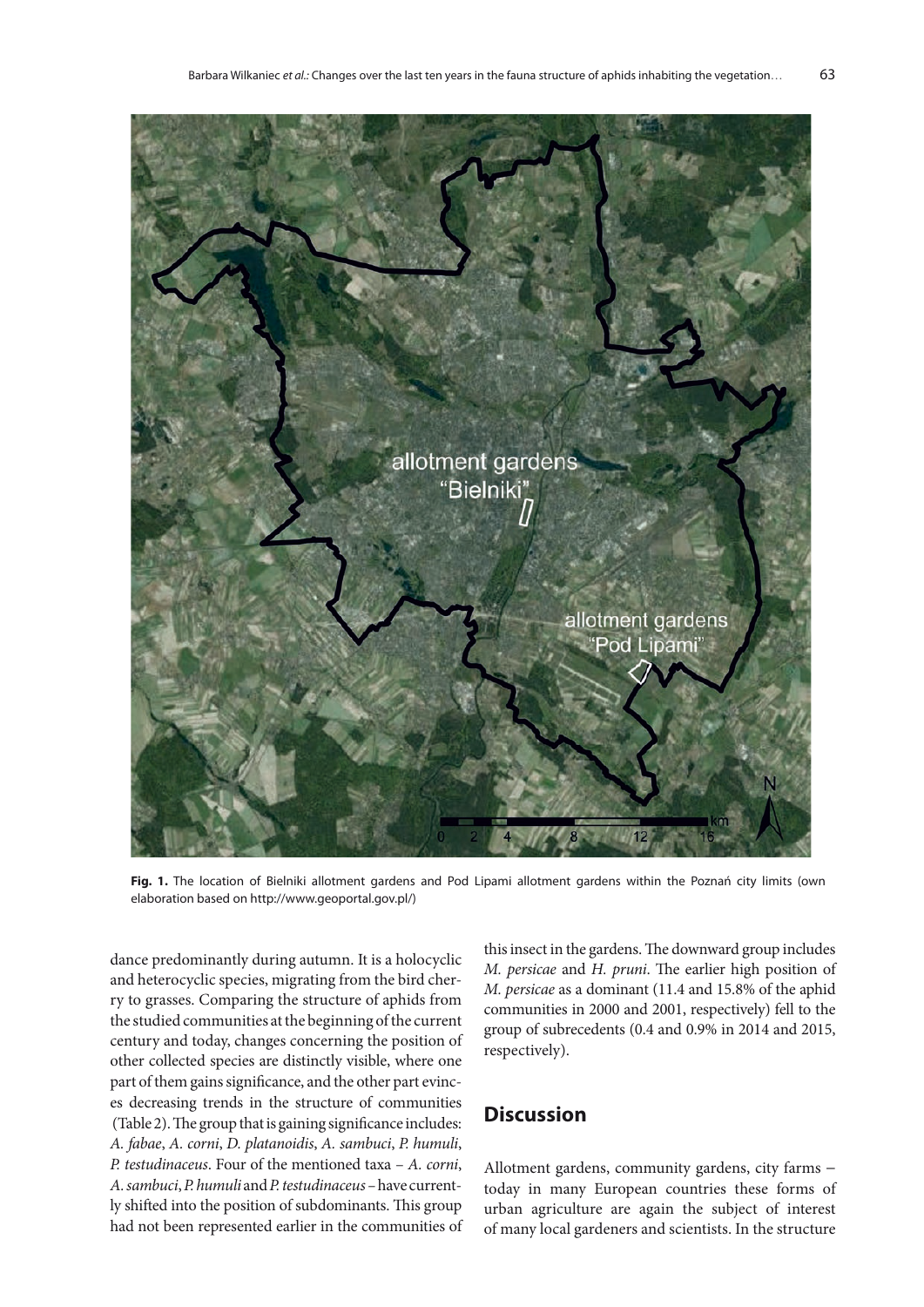**Fig. 1.** The location of Bielniki allotment gardens and Pod Lipami allotment gardens within the Poznań city limits (own elaboration based on http://www.geoportal.gov.pl/)

dance predominantly during autumn. It is a holocyclic and heterocyclic species, migrating from the bird cherry to grasses. Comparing the structure of aphids from the studied communities at the beginning of the current century and today, changes concerning the position of other collected species are distinctly visible, where one part of them gains significance, and the other part evinces decreasing trends in the structure of communities (Table 2). The group that is gaining significance includes: *A. fabae*, *A. corni*, *D. platanoidis*, *A. sambuci*, *P. humuli*, *P. testudinaceus*. Four of the mentioned taxa – *A. corni*, *A. sambuci*, *P. humuli* and *P. testudinaceus* – have currently shifted into the position of subdominants. This group had not been represented earlier in the communities of this insect in the gardens. The downward group includes *M. persicae* and *H. pruni*. The earlier high position of *M. persicae* as a dominant (11.4 and 15.8% of the aphid communities in 2000 and 2001, respectively) fell to the group of subrecedents (0.4 and 0.9% in 2014 and 2015, respectively).

## Discussion

Allotment gardens, community gardens, city farms – today in many European countries these forms of urban agriculture are again the subject of interest of many local gardeners and scientists. In the structure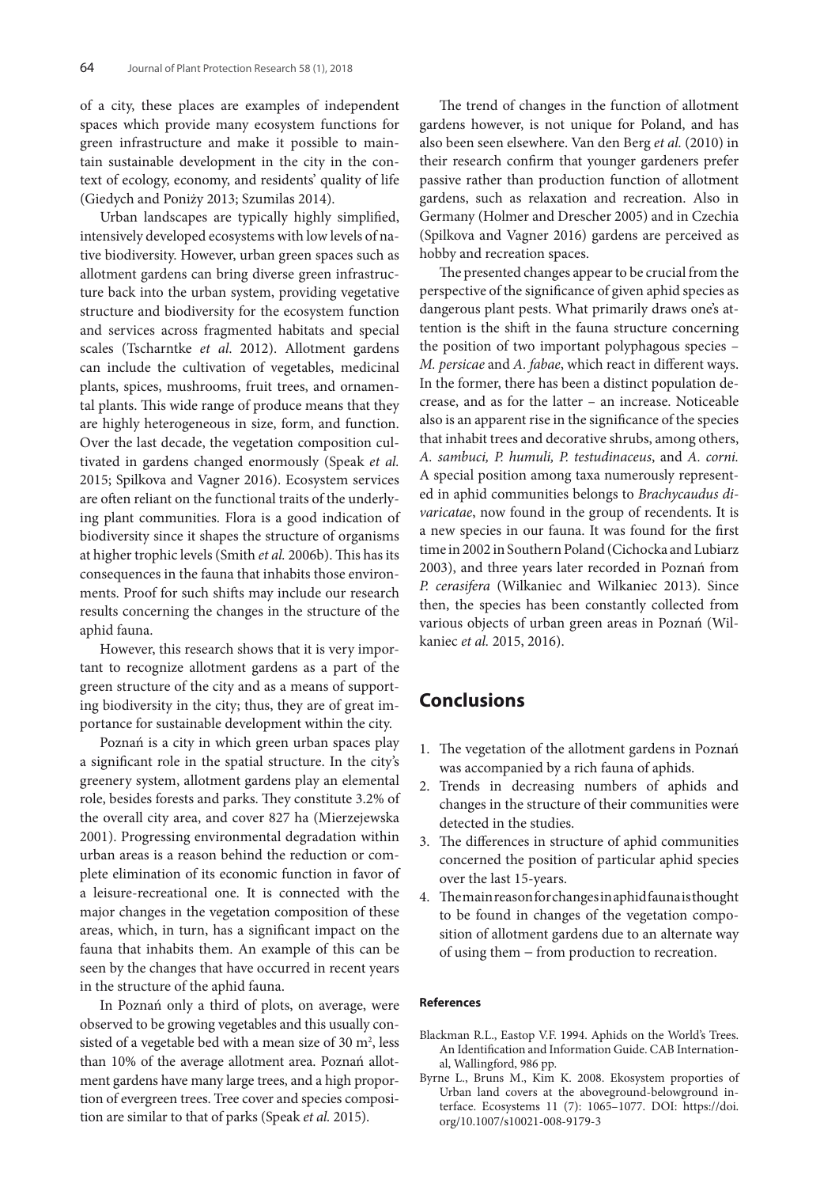of a city, these places are examples of independent spaces which provide many ecosystem functions for green infrastructure and make it possible to maintain sustainable development in the city in the context of ecology, economy, and residents' quality of life (Giedych and Poniży 2013; Szumilas 2014).

Urban landscapes are typically highly simplified, intensively developed ecosystems with low levels of native biodiversity. However, urban green spaces such as allotment gardens can bring diverse green infrastructure back into the urban system, providing vegetative structure and biodiversity for the ecosystem function and services across fragmented habitats and special scales (Tscharntke *et al.* 2012). Allotment gardens can include the cultivation of vegetables, medicinal plants, spices, mushrooms, fruit trees, and ornamental plants. This wide range of produce means that they are highly heterogeneous in size, form, and function. Over the last decade, the vegetation composition cultivated in gardens changed enormously (Speak *et al.* 2015; Spilkova and Vagner 2016). Ecosystem services are often reliant on the functional traits of the underlying plant communities. Flora is a good indication of biodiversity since it shapes the structure of organisms at higher trophic levels (Smith *et al.* 2006b). This has its consequences in the fauna that inhabits those environments. Proof for such shifts may include our research results concerning the changes in the structure of the aphid fauna.

However, this research shows that it is very important to recognize allotment gardens as a part of the green structure of the city and as a means of supporting biodiversity in the city; thus, they are of great importance for sustainable development within the city.

Poznań is a city in which green urban spaces play a significant role in the spatial structure. In the city's greenery system, allotment gardens play an elemental role, besides forests and parks. They constitute 3.2% of the overall city area, and cover 827 ha (Mierzejewska 2001). Progressing environmental degradation within urban areas is a reason behind the reduction or complete elimination of its economic function in favor of a leisure-recreational one. It is connected with the major changes in the vegetation composition of these areas, which, in turn, has a significant impact on the fauna that inhabits them. An example of this can be seen by the changes that have occurred in recent years in the structure of the aphid fauna.

In Poznań only a third of plots, on average, were observed to be growing vegetables and this usually consisted of a vegetable bed with a mean size of 30 $m^2$, less than 10% of the average allotment area. Poznań allotment gardens have many large trees, and a high proportion of evergreen trees. Tree cover and species composition are similar to that of parks (Speak *et al.* 2015).

The trend of changes in the function of allotment gardens however, is not unique for Poland, and has also been seen elsewhere. Van den Berg *et al.* (2010) in their research confirm that younger gardeners prefer passive rather than production function of allotment gardens, such as relaxation and recreation. Also in Germany (Holmer and Drescher 2005) and in Czechia (Spilkova and Vagner 2016) gardens are perceived as hobby and recreation spaces.

The presented changes appear to be crucial from the perspective of the significance of given aphid species as dangerous plant pests. What primarily draws one's attention is the shift in the fauna structure concerning the position of two important polyphagous species – *M. persicae* and *A. fabae*, which react in different ways. In the former, there has been a distinct population decrease, and as for the latter – an increase. Noticeable also is an apparent rise in the significance of the species that inhabit trees and decorative shrubs, among others, *A. sambuci, P. humuli, P. testudinaceus*, and *A. corni.* A special position among taxa numerously represented in aphid communities belongs to *Brachycaudus divaricatae*, now found in the group of recendents. It is a new species in our fauna. It was found for the first time in 2002 in Southern Poland (Cichocka and Lubiarz 2003), and three years later recorded in Poznań from *P. cerasifera* (Wilkaniec and Wilkaniec 2013). Since then, the species has been constantly collected from various objects of urban green areas in Poznań (Wilkaniec *et al.* 2015, 2016).

## Conclusions

1. The vegetation of the allotment gardens in Poznań was accompanied by a rich fauna of aphids.
2. Trends in decreasing numbers of aphids and changes in the structure of their communities were detected in the studies.
3. The differences in structure of aphid communities concerned the position of particular aphid species over the last 15-years.
4. The main reason for changes in aphid fauna is thought to be found in changes of the vegetation composition of allotment gardens due to an alternate way of using them – from production to recreation.

#### References

Blackman R.L., Eastop V.F. 1994. Aphids on the World's Trees. An Identification and Information Guide. CAB International, Wallingford, 986 pp.

Byrne L., Bruns M., Kim K. 2008. Ekosystem proporties of Urban land covers at the aboveground-belowground interface. Ecosystems 11 (7): 1065–1077. DOI: https://doi.org/10.1007/s10021-008-9179-3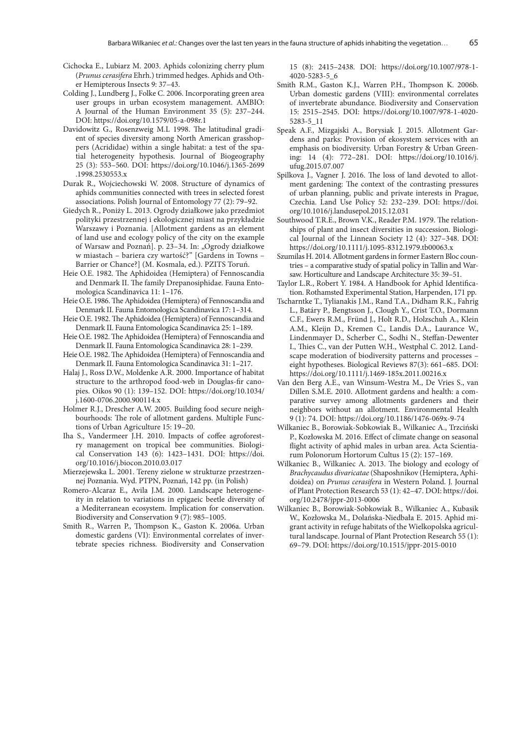Cichocka E., Lubiarz M. 2003. Aphids colonizing cherry plum (*Prunus cerasifera* Ehrh.) trimmed hedges. Aphids and Other Hemipterous Insects 9: 37–43.

Colding J., Lundberg J., Folke C. 2006. Incorporating green area user groups in urban ecosystem management. AMBIO: A Journal of the Human Environment 35 (5): 237–244. DOI: https://doi.org/10.1579/05-a-098r.1

Davidowitz G., Rosenzweig M.L 1998. The latitudinal gradient of species diversity among North American grasshoppers (Acrididae) within a single habitat: a test of the spatial heterogeneity hypothesis. Journal of Biogeography 25 (3): 553–560. DOI: https://doi.org/10.1046/j.1365-2699.1998.2530553.x

Durak R., Wojciechowski W. 2008. Structure of dynamics of aphids communities connected with trees in selected forest associations. Polish Journal of Entomology 77 (2): 79–92.

Giedych R., Poniży L. 2013. Ogrody działkowe jako przedmiot polityki przestrzennej i ekologicznej miast na przykładzie Warszawy i Poznania. [Allotment gardens as an element of land use and ecology policy of the city on the example of Warsaw and Poznań]. p. 23–34. In: „Ogrody działkowe w miastach – bariera czy wartość?" [Gardens in Towns – Barrier or Chance?] (M. Kosmala, ed.). PZITS Toruń.

Heie O.E. 1982. The Aphidoidea (Hemiptera) of Fennoscandia and Denmark II. The family Drepanosiphidae. Fauna Entomologica Scandinavica 11: 1–176.

Heie O.E. 1986. The Aphidoidea (Hemiptera) of Fennoscandia and Denmark II. Fauna Entomologica Scandinavica 17: 1–314.

Heie O.E. 1982. The Aphidoidea (Hemiptera) of Fennoscandia and Denmark II. Fauna Entomologica Scandinavica 25: 1–189.

Heie O.E. 1982. The Aphidoidea (Hemiptera) of Fennoscandia and Denmark II. Fauna Entomologica Scandinavica 28: 1–239.

Heie O.E. 1982. The Aphidoidea (Hemiptera) of Fennoscandia and Denmark II. Fauna Entomologica Scandinavica 31: 1–217.

Halaj J., Ross D.W., Moldenke A.R. 2000. Importance of habitat structure to the arthropod food-web in Douglas-fir canopies. Oikos 90 (1): 139–152. DOI: https://doi.org/10.1034/j.1600-0706.2000.900114.x

Holmer R.J., Drescher A.W. 2005. Building food secure neighbourhoods: The role of allotment gardens. Multiple Functions of Urban Agriculture 15: 19–20.

Iha S., Vandermeer J.H. 2010. Impacts of coffee agroforestry management on tropical bee communities. Biological Conservation 143 (6): 1423–1431. DOI: https://doi.org/10.1016/j.biocon.2010.03.017

Mierzejewska L. 2001. Tereny zielone w strukturze przestrzennej Poznania. Wyd. PTPN, Poznań, 142 pp. (in Polish)

Romero-Alcaraz E., Avila J.M. 2000. Landscape heterogeneity in relation to variations in epigaeic beetle diversity of a Mediterranean ecosystem. Implication for conservation. Biodiversity and Conservation 9 (7): 985–1005.

Smith R., Warren P., Thompson K., Gaston K. 2006a. Urban domestic gardens (VI): Environmental correlates of invertebrate species richness. Biodiversity and Conservation 15 (8): 2415–2438. DOI: https://doi.org/10.1007/978-1-4020-5283-5_6

Smith R.M., Gaston K.J., Warren P.H., Thompson K. 2006b. Urban domestic gardens (VIII): environmental correlates of invertebrate abundance. Biodiversity and Conservation 15: 2515–2545. DOI: https://doi.org/10.1007/978-1-4020-5283-5_11

Speak A.F., Mizgajski A., Borysiak J. 2015. Allotment Gardens and parks: Provision of ekosystem services with an emphasis on biodiversity. Urban Forestry & Urban Greening: 14 (4): 772–281. DOI: https://doi.org/10.1016/j.ufug.2015.07.007

Spilkova J., Vagner J. 2016. The loss of land devoted to allotment gardening: The context of the contrasting pressures of urban planning, public and private interests in Prague, Czechia. Land Use Policy 52: 232–239. DOI: https://doi.org/10.1016/j.landusepol.2015.12.031

Southwood T.R.E., Brown V.K., Reader P.M. 1979. The relationships of plant and insect diversities in succession. Biological Journal of the Linnean Society 12 (4): 327–348. DOI: https://doi.org/10.1111/j.1095-8312.1979.tb00063.x

Szumilas H. 2014. Allotment gardens in former Eastern Bloc countries – a comparative study of spatial policy in Tallin and Warsaw. Horticulture and Landscape Architecture 35: 39–51.

Taylor L.R., Robert Y. 1984. A Handbook for Aphid Identification. Rothamsted Experimental Station, Harpenden, 171 pp.

Tscharntke T., Tylianakis J.M., Rand T.A., Didham R.K., Fahrig L., Batáry P., Bengtsson J., Clough Y., Crist T.O., Dormann C.F., Ewers R.M., Fründ J., Holt R.D., Holzschuh A., Klein A.M., Kleijn D., Kremen C., Landis D.A., Laurance W., Lindenmayer D., Scherber C., Sodhi N., Steffan-Dewenter I., Thies C., van der Putten W.H., Westphal C. 2012. Landscape moderation of biodiversity patterns and processes – eight hypotheses. Biological Reviews 87(3): 661–685. DOI: https://doi.org/10.1111/j.1469-185x.2011.00216.x

Van den Berg A.E., van Winsum-Westra M., De Vries S., van Dillen S.M.E. 2010. Allotment gardens and health: a comparative survey among allotments gardeners and their neighbors without an allotment. Environmental Health 9 (1): 74. DOI: https://doi.org/10.1186/1476-069x-9-74

Wilkaniec B., Borowiak-Sobkowiak B., Wilkaniec A., Trzciński P., Kozłowska M. 2016. Effect of climate change on seasonal flight activity of aphid males in urban area. Acta Scientiarum Polonorum Hortorum Cultus 15 (2): 157–169.

Wilkaniec B., Wilkaniec A. 2013. The biology and ecology of *Brachycaudus divaricatae* (Shaposhnikov (Hemiptera, Aphidoidea) on *Prunus cerasifera* in Western Poland. J. Journal of Plant Protection Research 53 (1): 42–47. DOI: https://doi.org/10.2478/jppr-2013-0006

Wilkaniec B., Borowiak-Sobkowiak B., Wilkaniec A., Kubasik W., Kozłowska M., Dolańska-Niedbała E. 2015. Aphid migrant activity in refuge habitats of the Wielkopolska agricultural landscape. Journal of Plant Protection Research 55 (1): 69–79. DOI: https://doi.org/10.1515/jppr-2015-0010